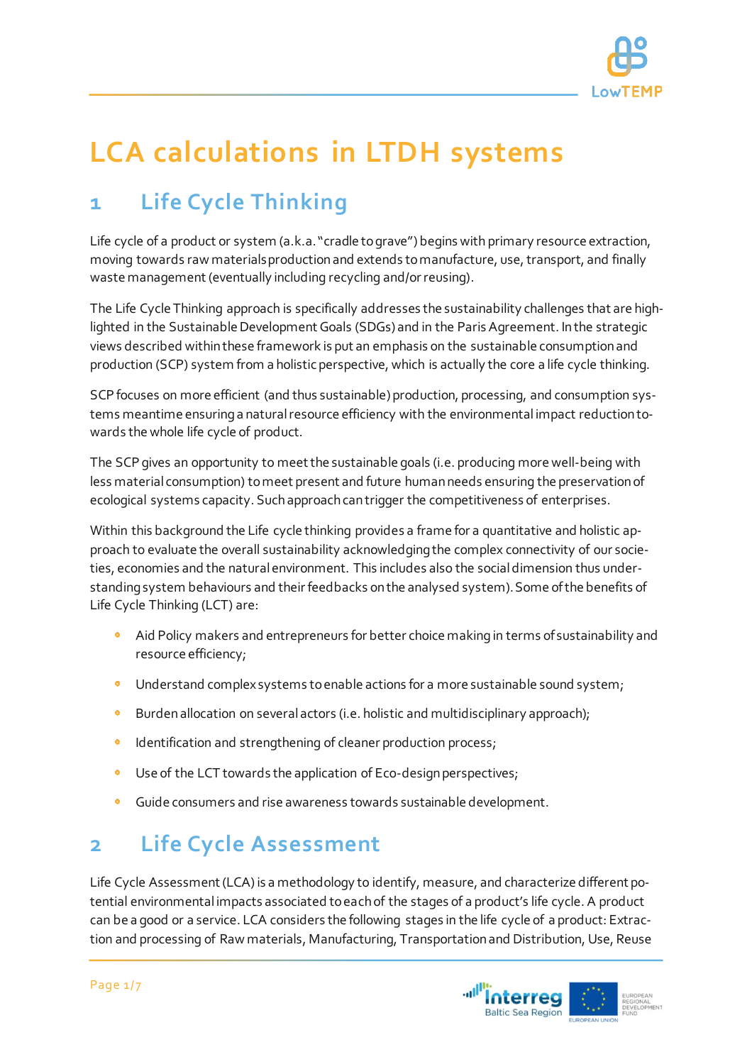# LCA calculations in LTDH systems

## 1 Life Cycle Thinking

Life cycle of a product or system (a.k.a. "cradle to grave") begins with primary resource extraction, moving towards raw materials production and extends to manufacture, use, transport, and finally waste management (eventually including recycling and/or reusing).

The Life Cycle Thinking approach is specifically addresses the sustainability challenges that are highlighted in the Sustainable Development Goals (SDGs) and in the Paris Agreement. In the strategic views described within these framework is put an emphasis on the sustainable consumption and production (SCP) system from a holistic perspective, which is actually the core a life cycle thinking.

SCP focuses on more efficient (and thus sustainable) production, processing, and consumption systems meantime ensuring a natural resource efficiency with the environmental impact reduction towards the whole life cycle of product.

The SCP gives an opportunity to meet the sustainable goals (i.e. producing more well-being with less material consumption) to meet present and future human needs ensuring the preservation of ecological systems capacity. Such approach can trigger the competitiveness of enterprises.

Within this background the Life cycle thinking provides a frame for a quantitative and holistic approach to evaluate the overall sustainability acknowledging the complex connectivity of our societies, economies and the natural environment. This includes also the social dimension thus understanding system behaviours and their feedbacks on the analysed system). Some of the benefits of Life Cycle Thinking (LCT) are:

- Aid Policy makers and entrepreneurs for better choice making in terms of sustainability and resource efficiency;
- Understand complex systems to enable actions for a more sustainable sound system;
- Burden allocation on several actors (i.e. holistic and multidisciplinary approach);
- Identification and strengthening of cleaner production process;
- Use of the LCT towards the application of Eco-design perspectives;
- Guide consumers and rise awareness towards sustainable development.

## 2 Life Cycle Assessment

Life Cycle Assessment (LCA) is a methodology to identify, measure, and characterize different potential environmental impacts associated to each of the stages of a product's life cycle. A product can be a good or a service. LCA considers the following stages in the life cycle of a product: Extraction and processing of Raw materials, Manufacturing, Transportation and Distribution, Use, Reuse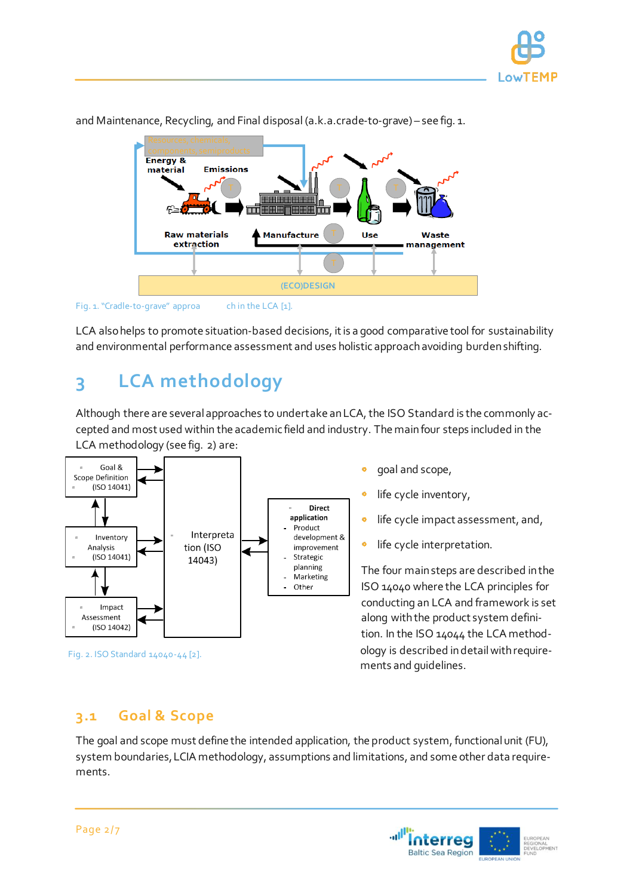and Maintenance, Recycling, and Final disposal (a.k.a.crade-to-grave) – see fig. 1.

Fig. 1. "Cradle-to-grave" approach in the LCA [1].

LCA also helps to promote situation-based decisions, it is a good comparative tool for sustainability and environmental performance assessment and uses holistic approach avoiding burden shifting.

# 3 LCA methodology

Although there are several approaches to undertake an LCA, the ISO Standard is the commonly accepted and most used within the academic field and industry. The main four steps included in the LCA methodology (see fig. 2) are:

- goal and scope,
- life cycle inventory,
- life cycle impact assessment, and,
- life cycle interpretation.

Fig. 2. ISO Standard 14040-44 [2].

The four main steps are described in the ISO 14040 where the LCA principles for conducting an LCA and framework is set along with the product system definition. In the ISO 14044 the LCA methodology is described in detail with requirements and guidelines.

## 3.1 Goal & Scope

The goal and scope must define the intended application, the product system, functional unit (FU), system boundaries, LCIA methodology, assumptions and limitations, and some other data requirements.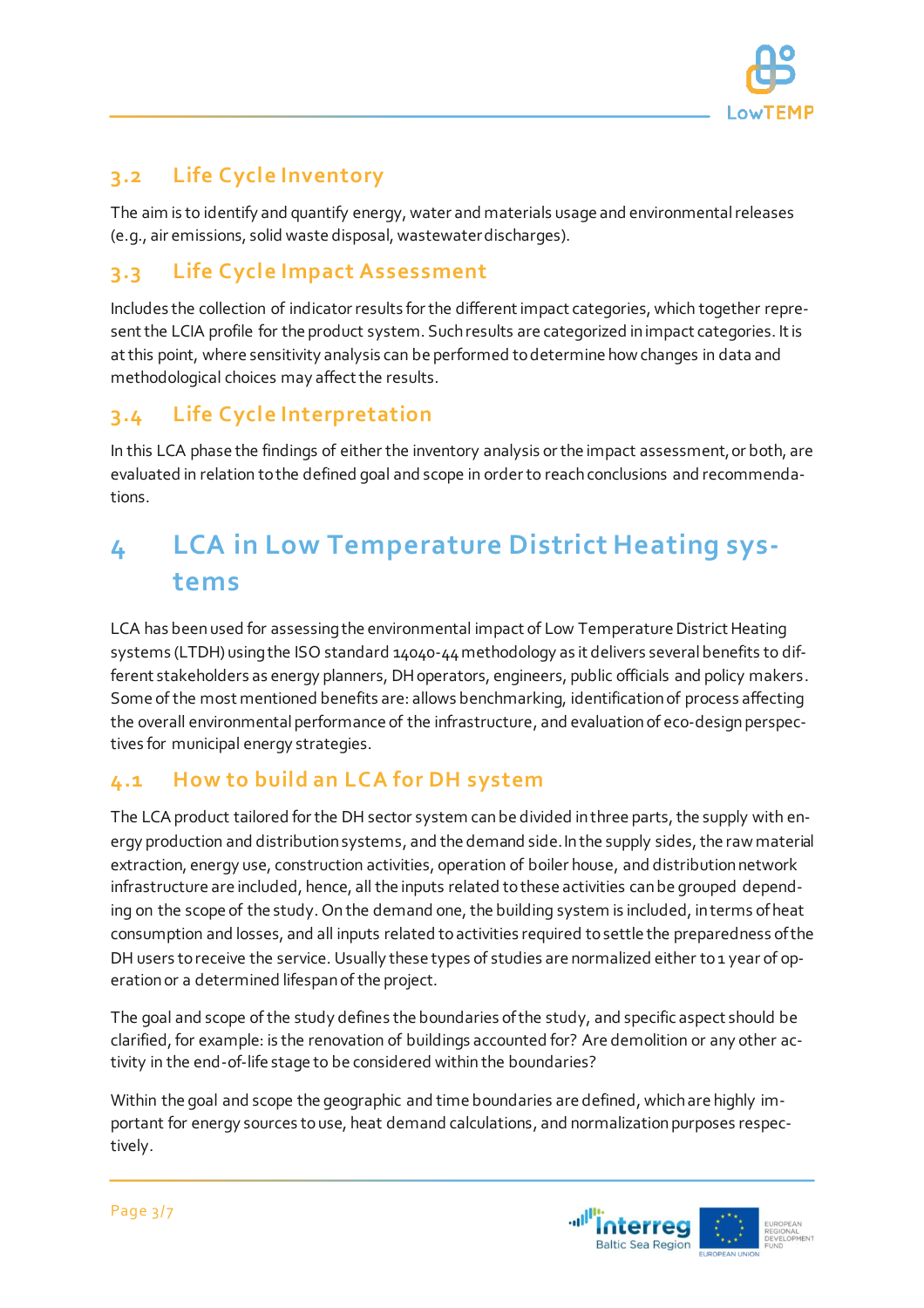## 3.2 Life Cycle Inventory

The aim is to identify and quantify energy, water and materials usage and environmental releases (e.g., air emissions, solid waste disposal, wastewater discharges).

## 3.3 Life Cycle Impact Assessment

Includes the collection of indicator results for the different impact categories, which together represent the LCIA profile for the product system. Such results are categorized in impact categories. It is at this point, where sensitivity analysis can be performed to determine how changes in data and methodological choices may affect the results.

## 3.4 Life Cycle Interpretation

In this LCA phase the findings of either the inventory analysis or the impact assessment, or both, are evaluated in relation to the defined goal and scope in order to reach conclusions and recommendations.

# 4 LCA in Low Temperature District Heating systems

LCA has been used for assessing the environmental impact of Low Temperature District Heating systems (LTDH) using the ISO standard 14040-44 methodology as it delivers several benefits to different stakeholders as energy planners, DH operators, engineers, public officials and policy makers. Some of the most mentioned benefits are: allows benchmarking, identification of process affecting the overall environmental performance of the infrastructure, and evaluation of eco-design perspectives for municipal energy strategies.

## 4.1 How to build an LCA for DH system

The LCA product tailored for the DH sector system can be divided in three parts, the supply with energy production and distribution systems, and the demand side. In the supply sides, the raw material extraction, energy use, construction activities, operation of boiler house, and distribution network infrastructure are included, hence, all the inputs related to these activities can be grouped depending on the scope of the study. On the demand one, the building system is included, in terms of heat consumption and losses, and all inputs related to activities required to settle the preparedness of the DH users to receive the service. Usually these types of studies are normalized either to 1 year of operation or a determined lifespan of the project.

The goal and scope of the study defines the boundaries of the study, and specific aspect should be clarified, for example: is the renovation of buildings accounted for? Are demolition or any other activity in the end-of-life stage to be considered within the boundaries?

Within the goal and scope the geographic and time boundaries are defined, which are highly important for energy sources to use, heat demand calculations, and normalization purposes respectively.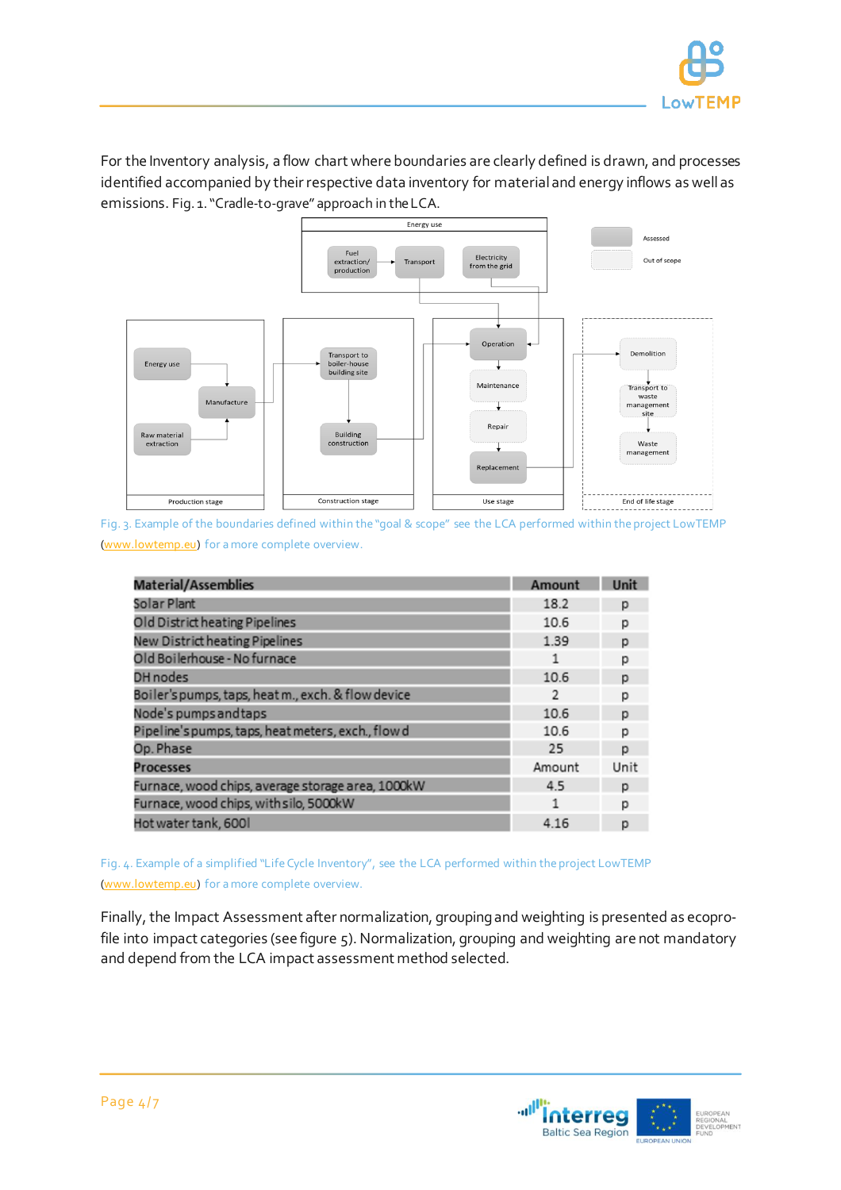For the Inventory analysis, a flow chart where boundaries are clearly defined is drawn, and processes identified accompanied by their respective data inventory for material and energy inflows as well as emissions. Fig. 1. "Cradle-to-grave" approach in the LCA.

Energy use

Fuel extraction/ production → Transport

Electricity from the grid

Assessed

Out of scope

Energy use

Manufacture

Raw material extraction

Production stage

Transport to boiler-house building site

Building construction

Construction stage

Operation

Maintenance

Repair

Replacement

Use stage

Demolition

Transport to waste management site

Waste management

End of life stage

Fig. 3. Example of the boundaries defined within the "goal & scope" see the LCA performed within the project LowTEMP (www.lowtemp.eu) for a more complete overview.

| Material/Assemblies | Amount | Unit |
|---|---|---|
| Solar Plant | 18.2 | p |
| Old District heating Pipelines | 10.6 | p |
| New District heating Pipelines | 1.39 | p |
| Old Boilerhouse - No furnace | 1 | p |
| DH nodes | 10.6 | p |
| Boiler's pumps, taps, heat m., exch. & flow device | 2 | p |
| Node's pumps and taps | 10.6 | p |
| Pipeline's pumps, taps, heat meters, exch., flow d | 10.6 | p |
| Op. Phase | 25 | p |
| **Processes** | Amount | Unit |
| Furnace, wood chips, average storage area, 1000kW | 4.5 | p |
| Furnace, wood chips, with silo, 5000kW | 1 | p |
| Hot water tank, 600l | 4.16 | p |

Fig. 4. Example of a simplified "Life Cycle Inventory", see the LCA performed within the project LowTEMP (www.lowtemp.eu) for a more complete overview.

Finally, the Impact Assessment after normalization, grouping and weighting is presented as ecoprofile into impact categories (see figure 5). Normalization, grouping and weighting are not mandatory and depend from the LCA impact assessment method selected.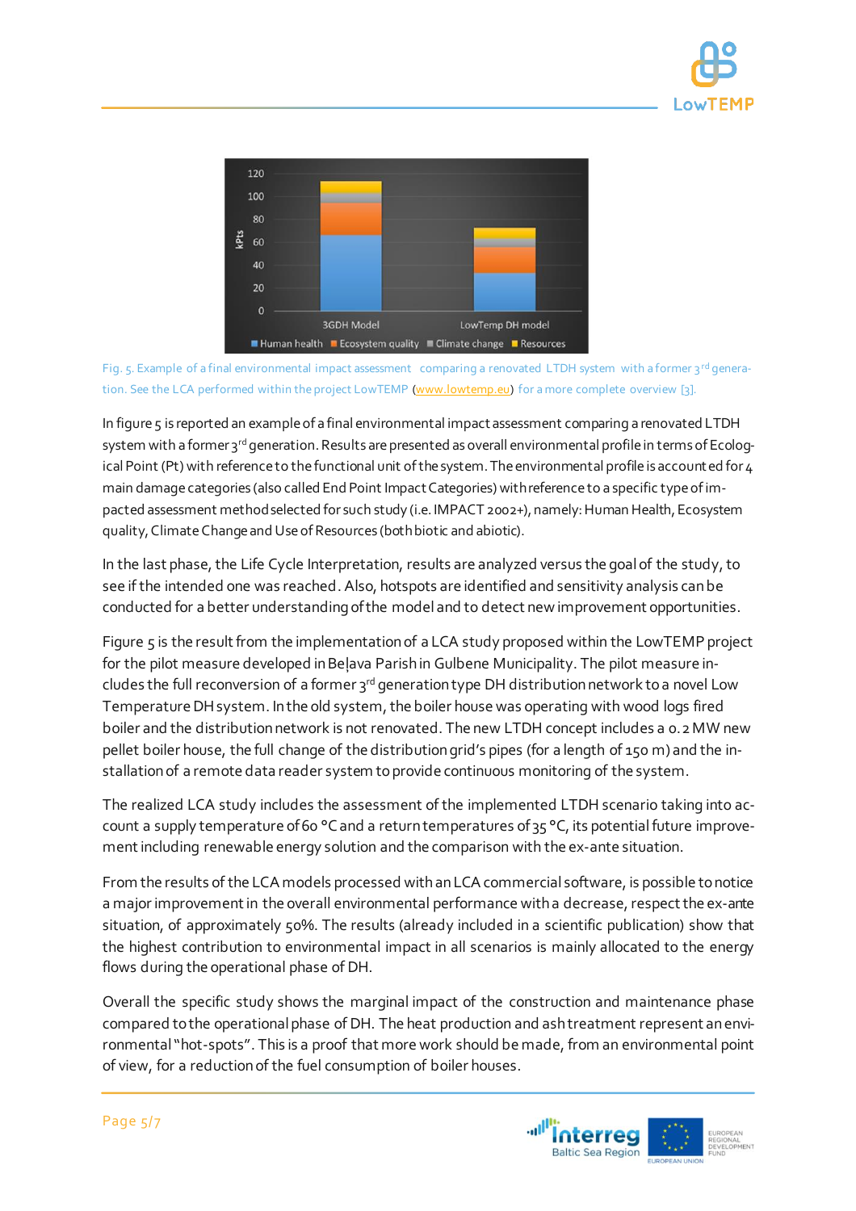Fig. 5. Example of a final environmental impact assessment comparing a renovated LTDH system with a former 3rd generation. See the LCA performed within the project LowTEMP (www.lowtemp.eu) for a more complete overview [3].

In figure 5 is reported an example of a final environmental impact assessment comparing a renovated LTDH system with a former 3rd generation. Results are presented as overall environmental profile in terms of Ecological Point (Pt) with reference to the functional unit of the system. The environmental profile is accounted for 4 main damage categories (also called End Point Impact Categories) with reference to a specific type of impacted assessment method selected for such study (i.e. IMPACT 2002+), namely: Human Health, Ecosystem quality, Climate Change and Use of Resources (both biotic and abiotic).

In the last phase, the Life Cycle Interpretation, results are analyzed versus the goal of the study, to see if the intended one was reached. Also, hotspots are identified and sensitivity analysis can be conducted for a better understanding of the model and to detect new improvement opportunities.

Figure 5 is the result from the implementation of a LCA study proposed within the LowTEMP project for the pilot measure developed in Beļava Parish in Gulbene Municipality. The pilot measure includes the full reconversion of a former 3rd generation type DH distribution network to a novel Low Temperature DH system. In the old system, the boiler house was operating with wood logs fired boiler and the distribution network is not renovated. The new LTDH concept includes a 0.2 MW new pellet boiler house, the full change of the distribution grid's pipes (for a length of 150 m) and the installation of a remote data reader system to provide continuous monitoring of the system.

The realized LCA study includes the assessment of the implemented LTDH scenario taking into account a supply temperature of 60 °C and a return temperatures of 35 °C, its potential future improvement including renewable energy solution and the comparison with the ex-ante situation.

From the results of the LCA models processed with an LCA commercial software, is possible to notice a major improvement in the overall environmental performance with a decrease, respect the ex-ante situation, of approximately 50%. The results (already included in a scientific publication) show that the highest contribution to environmental impact in all scenarios is mainly allocated to the energy flows during the operational phase of DH.

Overall the specific study shows the marginal impact of the construction and maintenance phase compared to the operational phase of DH. The heat production and ash treatment represent an environmental "hot-spots". This is a proof that more work should be made, from an environmental point of view, for a reduction of the fuel consumption of boiler houses.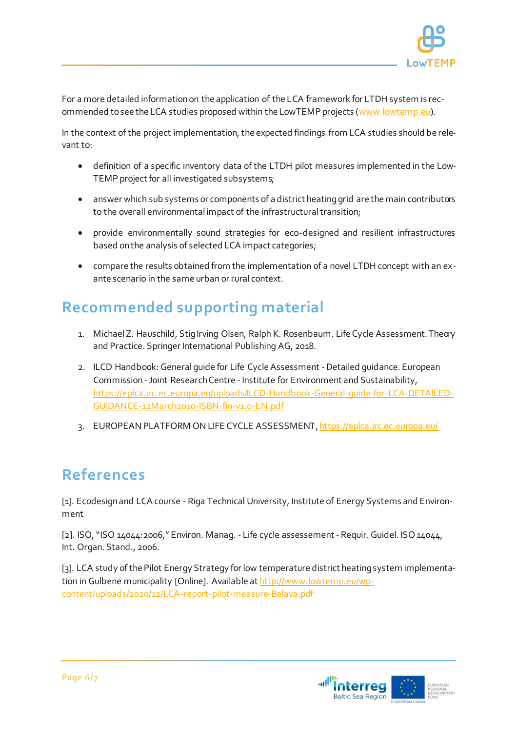For a more detailed information on the application of the LCA framework for LTDH system is recommended to see the LCA studies proposed within the LowTEMP projects (www.lowtemp.eu).

In the context of the project implementation, the expected findings from LCA studies should be relevant to:

- definition of a specific inventory data of the LTDH pilot measures implemented in the LowTEMP project for all investigated subsystems;
- answer which sub systems or components of a district heating grid are the main contributors to the overall environmental impact of the infrastructural transition;
- provide environmentally sound strategies for eco-designed and resilient infrastructures based on the analysis of selected LCA impact categories;
- compare the results obtained from the implementation of a novel LTDH concept with an ex-ante scenario in the same urban or rural context.

## Recommended supporting material

1. Michael Z. Hauschild, Stig Irving Olsen, Ralph K. Rosenbaum. Life Cycle Assessment. Theory and Practice. Springer International Publishing AG, 2018.
2. ILCD Handbook: General guide for Life Cycle Assessment - Detailed guidance. European Commission - Joint Research Centre - Institute for Environment and Sustainability, https://eplca.jrc.ec.europa.eu/uploads/ILCD-Handbook-General-guide-for-LCA-DETAILED-GUIDANCE-12March2010-ISBN-fin-v1.0-EN.pdf
3. EUROPEAN PLATFORM ON LIFE CYCLE ASSESSMENT, https://eplca.jrc.ec.europa.eu/

## References

[1]. Ecodesign and LCA course - Riga Technical University, Institute of Energy Systems and Environment

[2]. ISO, "ISO 14044:2006," Environ. Manag. - Life cycle assessement - Requir. Guidel. ISO 14044, Int. Organ. Stand., 2006.

[3]. LCA study of the Pilot Energy Strategy for low temperature district heating system implementation in Gulbene municipality [Online]. Available at http://www.lowtemp.eu/wp-content/uploads/2020/12/LCA-report-pilot-measure-Belava.pdf